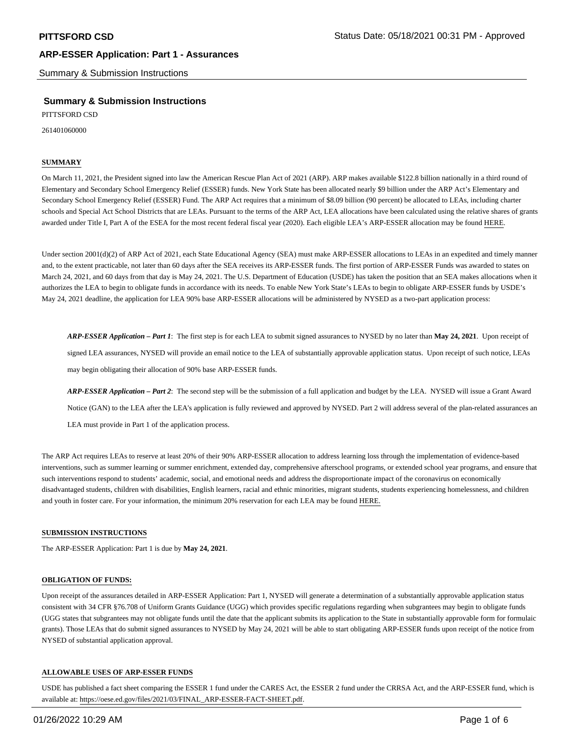## Summary & Submission Instructions

PITTSFORD CSD

261401060000

**SUMMARY**

On March 11, 2021, the President signed into law the American Rescue Plan Act of 2021 (ARP). ARP makes available $122.8 billion nationally in a third round of Elementary and Secondary School Emergency Relief (ESSER) funds. New York State has been allocated nearly $9 billion under the ARP Act's Elementary and Secondary School Emergency Relief (ESSER) Fund. The ARP Act requires that a minimum of $8.09 billion (90 percent) be allocated to LEAs, including charter schools and Special Act School Districts that are LEAs. Pursuant to the terms of the ARP Act, LEA allocations have been calculated using the relative shares of grants awarded under Title I, Part A of the ESEA for the most recent federal fiscal year (2020). Each eligible LEA's ARP-ESSER allocation may be found HERE.

Under section 2001(d)(2) of ARP Act of 2021, each State Educational Agency (SEA) must make ARP-ESSER allocations to LEAs in an expedited and timely manner and, to the extent practicable, not later than 60 days after the SEA receives its ARP-ESSER funds. The first portion of ARP-ESSER Funds was awarded to states on March 24, 2021, and 60 days from that day is May 24, 2021. The U.S. Department of Education (USDE) has taken the position that an SEA makes allocations when it authorizes the LEA to begin to obligate funds in accordance with its needs. To enable New York State's LEAs to begin to obligate ARP-ESSER funds by USDE's May 24, 2021 deadline, the application for LEA 90% base ARP-ESSER allocations will be administered by NYSED as a two-part application process:

> ***ARP-ESSER Application – Part 1***: The first step is for each LEA to submit signed assurances to NYSED by no later than **May 24, 2021**. Upon receipt of signed LEA assurances, NYSED will provide an email notice to the LEA of substantially approvable application status. Upon receipt of such notice, LEAs may begin obligating their allocation of 90% base ARP-ESSER funds.
>
> ***ARP-ESSER Application – Part 2***: The second step will be the submission of a full application and budget by the LEA. NYSED will issue a Grant Award Notice (GAN) to the LEA after the LEA's application is fully reviewed and approved by NYSED. Part 2 will address several of the plan-related assurances an LEA must provide in Part 1 of the application process.

The ARP Act requires LEAs to reserve at least 20% of their 90% ARP-ESSER allocation to address learning loss through the implementation of evidence-based interventions, such as summer learning or summer enrichment, extended day, comprehensive afterschool programs, or extended school year programs, and ensure that such interventions respond to students' academic, social, and emotional needs and address the disproportionate impact of the coronavirus on economically disadvantaged students, children with disabilities, English learners, racial and ethnic minorities, migrant students, students experiencing homelessness, and children and youth in foster care. For your information, the minimum 20% reservation for each LEA may be found HERE.

**SUBMISSION INSTRUCTIONS**

The ARP-ESSER Application: Part 1 is due by **May 24, 2021**.

**OBLIGATION OF FUNDS:**

Upon receipt of the assurances detailed in ARP-ESSER Application: Part 1, NYSED will generate a determination of a substantially approvable application status consistent with 34 CFR §76.708 of Uniform Grants Guidance (UGG) which provides specific regulations regarding when subgrantees may begin to obligate funds (UGG states that subgrantees may not obligate funds until the date that the applicant submits its application to the State in substantially approvable form for formulaic grants). Those LEAs that do submit signed assurances to NYSED by May 24, 2021 will be able to start obligating ARP-ESSER funds upon receipt of the notice from NYSED of substantial application approval.

**ALLOWABLE USES OF ARP-ESSER FUNDS**

USDE has published a fact sheet comparing the ESSER 1 fund under the CARES Act, the ESSER 2 fund under the CRRSA Act, and the ARP-ESSER fund, which is available at: https://oese.ed.gov/files/2021/03/FINAL_ARP-ESSER-FACT-SHEET.pdf.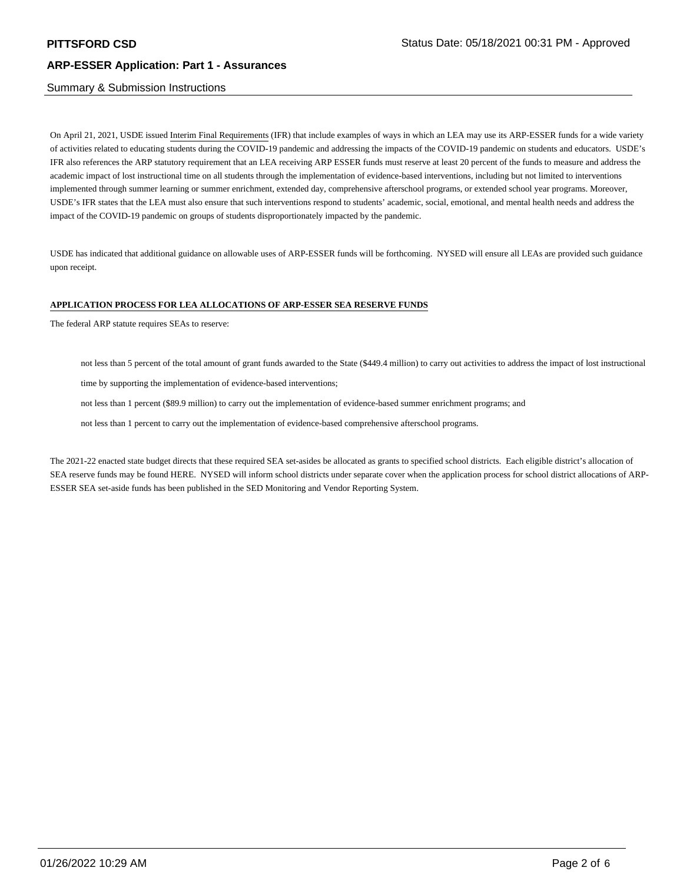On April 21, 2021, USDE issued Interim Final Requirements (IFR) that include examples of ways in which an LEA may use its ARP-ESSER funds for a wide variety of activities related to educating students during the COVID-19 pandemic and addressing the impacts of the COVID-19 pandemic on students and educators. USDE's IFR also references the ARP statutory requirement that an LEA receiving ARP ESSER funds must reserve at least 20 percent of the funds to measure and address the academic impact of lost instructional time on all students through the implementation of evidence-based interventions, including but not limited to interventions implemented through summer learning or summer enrichment, extended day, comprehensive afterschool programs, or extended school year programs. Moreover, USDE's IFR states that the LEA must also ensure that such interventions respond to students' academic, social, emotional, and mental health needs and address the impact of the COVID-19 pandemic on groups of students disproportionately impacted by the pandemic.

USDE has indicated that additional guidance on allowable uses of ARP-ESSER funds will be forthcoming. NYSED will ensure all LEAs are provided such guidance upon receipt.

**APPLICATION PROCESS FOR LEA ALLOCATIONS OF ARP-ESSER SEA RESERVE FUNDS**

The federal ARP statute requires SEAs to reserve:

- not less than 5 percent of the total amount of grant funds awarded to the State ($449.4 million) to carry out activities to address the impact of lost instructional time by supporting the implementation of evidence-based interventions;
- not less than 1 percent ($89.9 million) to carry out the implementation of evidence-based summer enrichment programs; and
- not less than 1 percent to carry out the implementation of evidence-based comprehensive afterschool programs.

The 2021-22 enacted state budget directs that these required SEA set-asides be allocated as grants to specified school districts. Each eligible district's allocation of SEA reserve funds may be found HERE. NYSED will inform school districts under separate cover when the application process for school district allocations of ARP-ESSER SEA set-aside funds has been published in the SED Monitoring and Vendor Reporting System.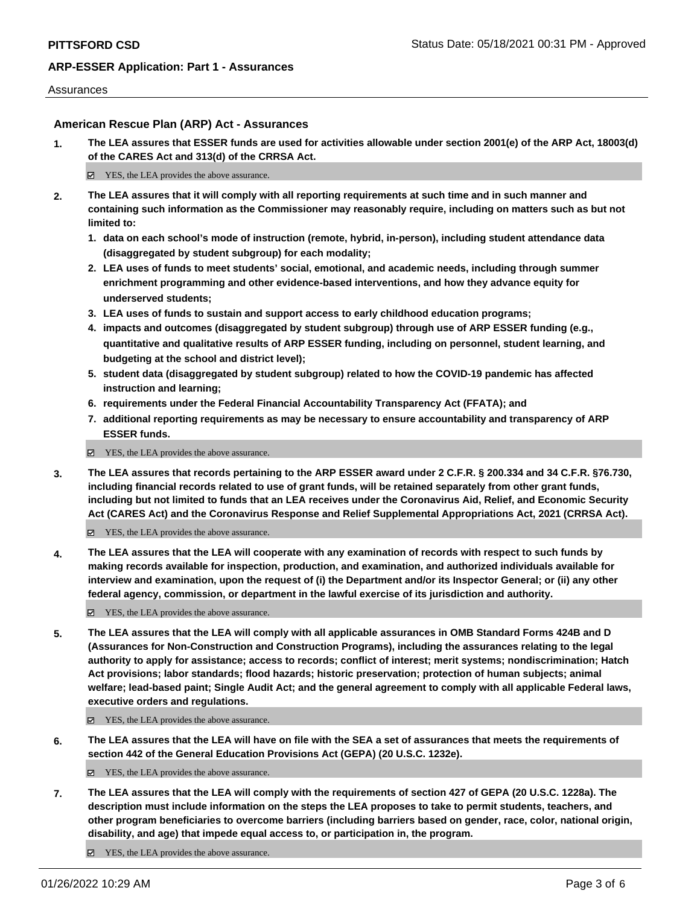## American Rescue Plan (ARP) Act - Assurances

1. **The LEA assures that ESSER funds are used for activities allowable under section 2001(e) of the ARP Act, 18003(d) of the CARES Act and 313(d) of the CRRSA Act.**

   ☑ YES, the LEA provides the above assurance.

2. **The LEA assures that it will comply with all reporting requirements at such time and in such manner and containing such information as the Commissioner may reasonably require, including on matters such as but not limited to:**
   1. **data on each school's mode of instruction (remote, hybrid, in-person), including student attendance data (disaggregated by student subgroup) for each modality;**
   2. **LEA uses of funds to meet students' social, emotional, and academic needs, including through summer enrichment programming and other evidence-based interventions, and how they advance equity for underserved students;**
   3. **LEA uses of funds to sustain and support access to early childhood education programs;**
   4. **impacts and outcomes (disaggregated by student subgroup) through use of ARP ESSER funding (e.g., quantitative and qualitative results of ARP ESSER funding, including on personnel, student learning, and budgeting at the school and district level);**
   5. **student data (disaggregated by student subgroup) related to how the COVID-19 pandemic has affected instruction and learning;**
   6. **requirements under the Federal Financial Accountability Transparency Act (FFATA); and**
   7. **additional reporting requirements as may be necessary to ensure accountability and transparency of ARP ESSER funds.**

   ☑ YES, the LEA provides the above assurance.

3. **The LEA assures that records pertaining to the ARP ESSER award under 2 C.F.R. § 200.334 and 34 C.F.R. §76.730, including financial records related to use of grant funds, will be retained separately from other grant funds, including but not limited to funds that an LEA receives under the Coronavirus Aid, Relief, and Economic Security Act (CARES Act) and the Coronavirus Response and Relief Supplemental Appropriations Act, 2021 (CRRSA Act).**

   ☑ YES, the LEA provides the above assurance.

4. **The LEA assures that the LEA will cooperate with any examination of records with respect to such funds by making records available for inspection, production, and examination, and authorized individuals available for interview and examination, upon the request of (i) the Department and/or its Inspector General; or (ii) any other federal agency, commission, or department in the lawful exercise of its jurisdiction and authority.**

   ☑ YES, the LEA provides the above assurance.

5. **The LEA assures that the LEA will comply with all applicable assurances in OMB Standard Forms 424B and D (Assurances for Non-Construction and Construction Programs), including the assurances relating to the legal authority to apply for assistance; access to records; conflict of interest; merit systems; nondiscrimination; Hatch Act provisions; labor standards; flood hazards; historic preservation; protection of human subjects; animal welfare; lead-based paint; Single Audit Act; and the general agreement to comply with all applicable Federal laws, executive orders and regulations.**

   ☑ YES, the LEA provides the above assurance.

6. **The LEA assures that the LEA will have on file with the SEA a set of assurances that meets the requirements of section 442 of the General Education Provisions Act (GEPA) (20 U.S.C. 1232e).**

   ☑ YES, the LEA provides the above assurance.

7. **The LEA assures that the LEA will comply with the requirements of section 427 of GEPA (20 U.S.C. 1228a). The description must include information on the steps the LEA proposes to take to permit students, teachers, and other program beneficiaries to overcome barriers (including barriers based on gender, race, color, national origin, disability, and age) that impede equal access to, or participation in, the program.**

   ☑ YES, the LEA provides the above assurance.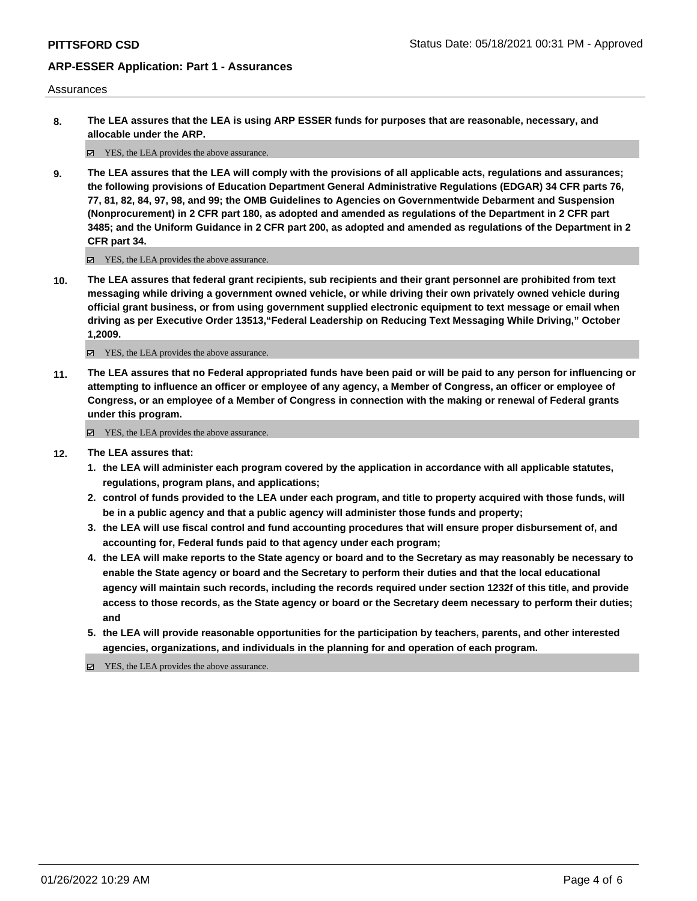Assurances

**8.** **The LEA assures that the LEA is using ARP ESSER funds for purposes that are reasonable, necessary, and allocable under the ARP.**

☑ YES, the LEA provides the above assurance.

**9.** **The LEA assures that the LEA will comply with the provisions of all applicable acts, regulations and assurances; the following provisions of Education Department General Administrative Regulations (EDGAR) 34 CFR parts 76, 77, 81, 82, 84, 97, 98, and 99; the OMB Guidelines to Agencies on Governmentwide Debarment and Suspension (Nonprocurement) in 2 CFR part 180, as adopted and amended as regulations of the Department in 2 CFR part 3485; and the Uniform Guidance in 2 CFR part 200, as adopted and amended as regulations of the Department in 2 CFR part 34.**

☑ YES, the LEA provides the above assurance.

**10.** **The LEA assures that federal grant recipients, sub recipients and their grant personnel are prohibited from text messaging while driving a government owned vehicle, or while driving their own privately owned vehicle during official grant business, or from using government supplied electronic equipment to text message or email when driving as per Executive Order 13513,"Federal Leadership on Reducing Text Messaging While Driving," October 1,2009.**

☑ YES, the LEA provides the above assurance.

**11.** **The LEA assures that no Federal appropriated funds have been paid or will be paid to any person for influencing or attempting to influence an officer or employee of any agency, a Member of Congress, an officer or employee of Congress, or an employee of a Member of Congress in connection with the making or renewal of Federal grants under this program.**

☑ YES, the LEA provides the above assurance.

**12.** **The LEA assures that:**

1. **the LEA will administer each program covered by the application in accordance with all applicable statutes, regulations, program plans, and applications;**
2. **control of funds provided to the LEA under each program, and title to property acquired with those funds, will be in a public agency and that a public agency will administer those funds and property;**
3. **the LEA will use fiscal control and fund accounting procedures that will ensure proper disbursement of, and accounting for, Federal funds paid to that agency under each program;**
4. **the LEA will make reports to the State agency or board and to the Secretary as may reasonably be necessary to enable the State agency or board and the Secretary to perform their duties and that the local educational agency will maintain such records, including the records required under section 1232f of this title, and provide access to those records, as the State agency or board or the Secretary deem necessary to perform their duties; and**
5. **the LEA will provide reasonable opportunities for the participation by teachers, parents, and other interested agencies, organizations, and individuals in the planning for and operation of each program.**

☑ YES, the LEA provides the above assurance.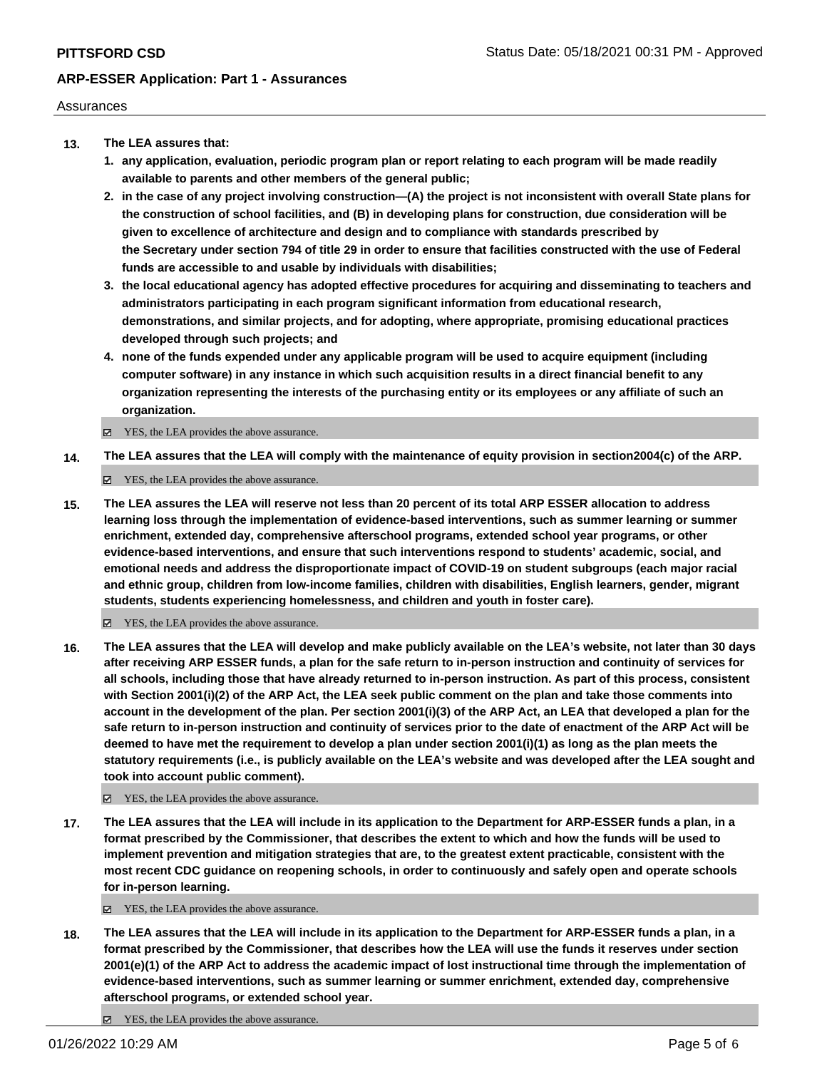Assurances

**13. The LEA assures that:**

1. **any application, evaluation, periodic program plan or report relating to each program will be made readily available to parents and other members of the general public;**
2. **in the case of any project involving construction—(A) the project is not inconsistent with overall State plans for the construction of school facilities, and (B) in developing plans for construction, due consideration will be given to excellence of architecture and design and to compliance with standards prescribed by the Secretary under section 794 of title 29 in order to ensure that facilities constructed with the use of Federal funds are accessible to and usable by individuals with disabilities;**
3. **the local educational agency has adopted effective procedures for acquiring and disseminating to teachers and administrators participating in each program significant information from educational research, demonstrations, and similar projects, and for adopting, where appropriate, promising educational practices developed through such projects; and**
4. **none of the funds expended under any applicable program will be used to acquire equipment (including computer software) in any instance in which such acquisition results in a direct financial benefit to any organization representing the interests of the purchasing entity or its employees or any affiliate of such an organization.**

☑ YES, the LEA provides the above assurance.

**14. The LEA assures that the LEA will comply with the maintenance of equity provision in section2004(c) of the ARP.**

☑ YES, the LEA provides the above assurance.

**15. The LEA assures the LEA will reserve not less than 20 percent of its total ARP ESSER allocation to address learning loss through the implementation of evidence-based interventions, such as summer learning or summer enrichment, extended day, comprehensive afterschool programs, extended school year programs, or other evidence-based interventions, and ensure that such interventions respond to students' academic, social, and emotional needs and address the disproportionate impact of COVID-19 on student subgroups (each major racial and ethnic group, children from low-income families, children with disabilities, English learners, gender, migrant students, students experiencing homelessness, and children and youth in foster care).**

☑ YES, the LEA provides the above assurance.

**16. The LEA assures that the LEA will develop and make publicly available on the LEA's website, not later than 30 days after receiving ARP ESSER funds, a plan for the safe return to in-person instruction and continuity of services for all schools, including those that have already returned to in-person instruction. As part of this process, consistent with Section 2001(i)(2) of the ARP Act, the LEA seek public comment on the plan and take those comments into account in the development of the plan. Per section 2001(i)(3) of the ARP Act, an LEA that developed a plan for the safe return to in-person instruction and continuity of services prior to the date of enactment of the ARP Act will be deemed to have met the requirement to develop a plan under section 2001(i)(1) as long as the plan meets the statutory requirements (i.e., is publicly available on the LEA's website and was developed after the LEA sought and took into account public comment).**

☑ YES, the LEA provides the above assurance.

**17. The LEA assures that the LEA will include in its application to the Department for ARP-ESSER funds a plan, in a format prescribed by the Commissioner, that describes the extent to which and how the funds will be used to implement prevention and mitigation strategies that are, to the greatest extent practicable, consistent with the most recent CDC guidance on reopening schools, in order to continuously and safely open and operate schools for in-person learning.**

☑ YES, the LEA provides the above assurance.

**18. The LEA assures that the LEA will include in its application to the Department for ARP-ESSER funds a plan, in a format prescribed by the Commissioner, that describes how the LEA will use the funds it reserves under section 2001(e)(1) of the ARP Act to address the academic impact of lost instructional time through the implementation of evidence-based interventions, such as summer learning or summer enrichment, extended day, comprehensive afterschool programs, or extended school year.**

☑ YES, the LEA provides the above assurance.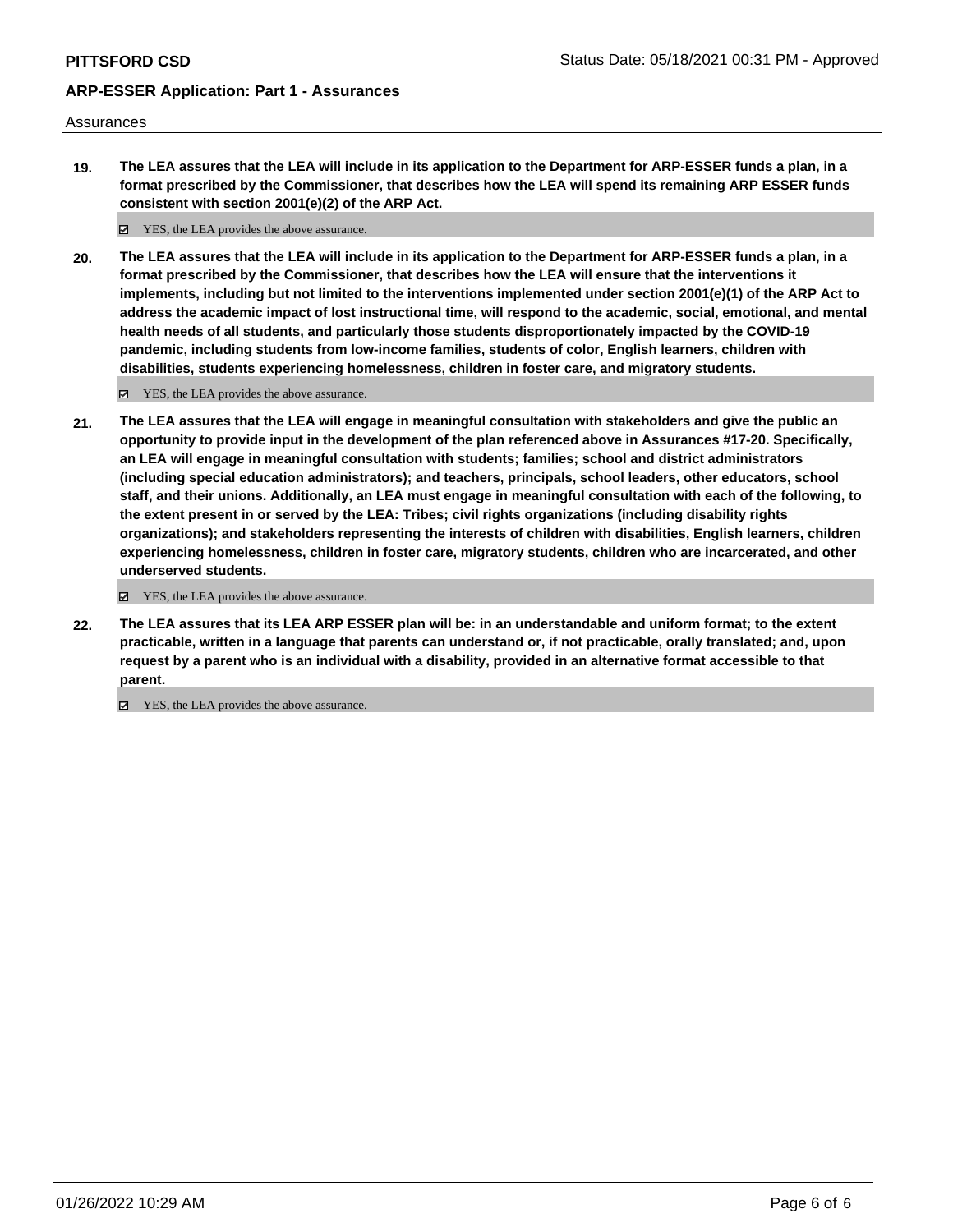Assurances

**19.** **The LEA assures that the LEA will include in its application to the Department for ARP-ESSER funds a plan, in a format prescribed by the Commissioner, that describes how the LEA will spend its remaining ARP ESSER funds consistent with section 2001(e)(2) of the ARP Act.**

☑ YES, the LEA provides the above assurance.

**20.** **The LEA assures that the LEA will include in its application to the Department for ARP-ESSER funds a plan, in a format prescribed by the Commissioner, that describes how the LEA will ensure that the interventions it implements, including but not limited to the interventions implemented under section 2001(e)(1) of the ARP Act to address the academic impact of lost instructional time, will respond to the academic, social, emotional, and mental health needs of all students, and particularly those students disproportionately impacted by the COVID-19 pandemic, including students from low-income families, students of color, English learners, children with disabilities, students experiencing homelessness, children in foster care, and migratory students.**

☑ YES, the LEA provides the above assurance.

**21.** **The LEA assures that the LEA will engage in meaningful consultation with stakeholders and give the public an opportunity to provide input in the development of the plan referenced above in Assurances #17-20. Specifically, an LEA will engage in meaningful consultation with students; families; school and district administrators (including special education administrators); and teachers, principals, school leaders, other educators, school staff, and their unions. Additionally, an LEA must engage in meaningful consultation with each of the following, to the extent present in or served by the LEA: Tribes; civil rights organizations (including disability rights organizations); and stakeholders representing the interests of children with disabilities, English learners, children experiencing homelessness, children in foster care, migratory students, children who are incarcerated, and other underserved students.**

☑ YES, the LEA provides the above assurance.

**22.** **The LEA assures that its LEA ARP ESSER plan will be: in an understandable and uniform format; to the extent practicable, written in a language that parents can understand or, if not practicable, orally translated; and, upon request by a parent who is an individual with a disability, provided in an alternative format accessible to that parent.**

☑ YES, the LEA provides the above assurance.